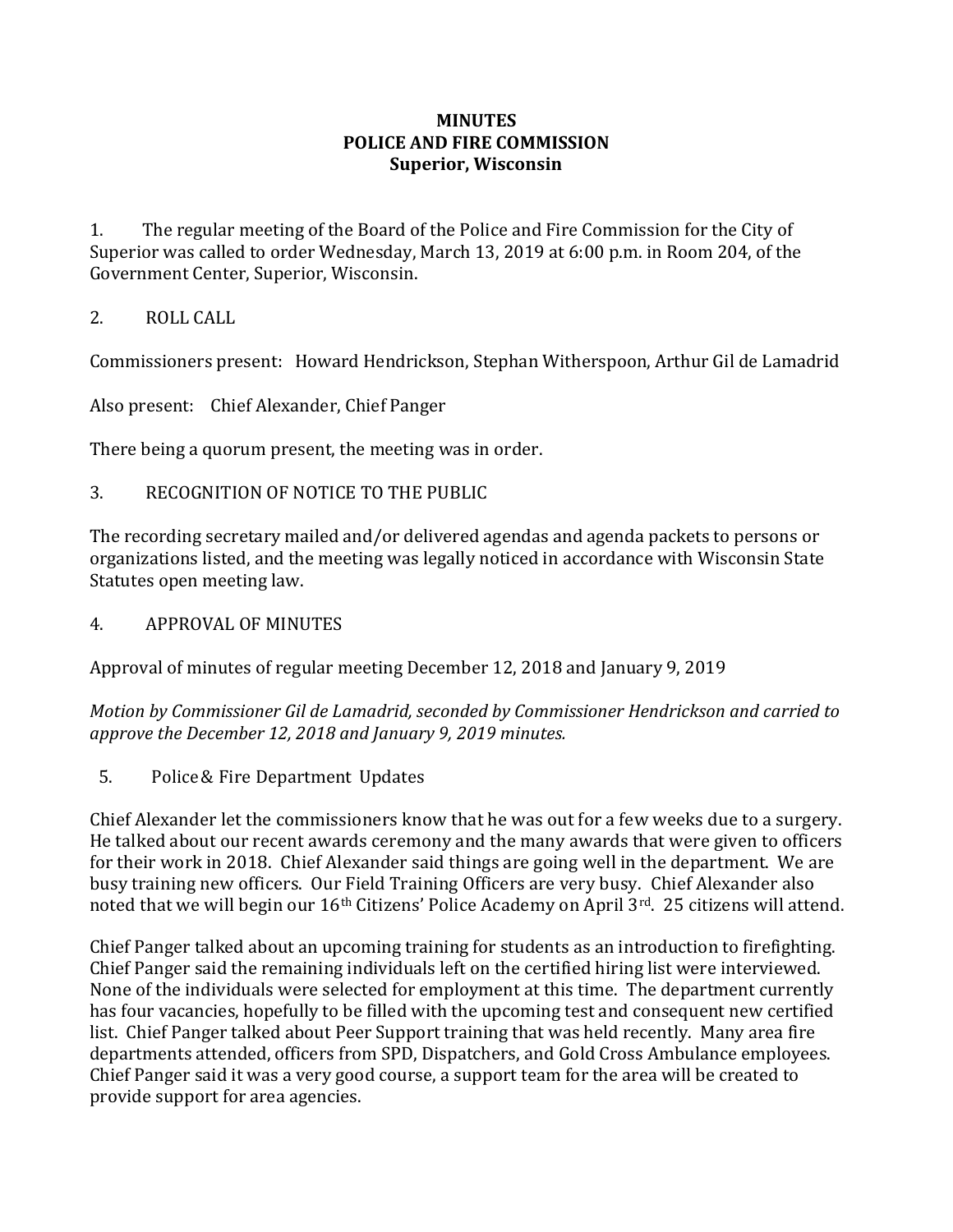# MINUTES
## POLICE AND FIRE COMMISSION
### Superior, Wisconsin

1. The regular meeting of the Board of the Police and Fire Commission for the City of Superior was called to order Wednesday, March 13, 2019 at 6:00 p.m. in Room 204, of the Government Center, Superior, Wisconsin.

2. ROLL CALL

Commissioners present: Howard Hendrickson, Stephan Witherspoon, Arthur Gil de Lamadrid

Also present: Chief Alexander, Chief Panger

There being a quorum present, the meeting was in order.

3. RECOGNITION OF NOTICE TO THE PUBLIC

The recording secretary mailed and/or delivered agendas and agenda packets to persons or organizations listed, and the meeting was legally noticed in accordance with Wisconsin State Statutes open meeting law.

4. APPROVAL OF MINUTES

Approval of minutes of regular meeting December 12, 2018 and January 9, 2019

*Motion by Commissioner Gil de Lamadrid, seconded by Commissioner Hendrickson and carried to approve the December 12, 2018 and January 9, 2019 minutes.*

5. Police & Fire Department Updates

Chief Alexander let the commissioners know that he was out for a few weeks due to a surgery. He talked about our recent awards ceremony and the many awards that were given to officers for their work in 2018. Chief Alexander said things are going well in the department. We are busy training new officers. Our Field Training Officers are very busy. Chief Alexander also noted that we will begin our 16th Citizens' Police Academy on April 3rd. 25 citizens will attend.

Chief Panger talked about an upcoming training for students as an introduction to firefighting. Chief Panger said the remaining individuals left on the certified hiring list were interviewed. None of the individuals were selected for employment at this time. The department currently has four vacancies, hopefully to be filled with the upcoming test and consequent new certified list. Chief Panger talked about Peer Support training that was held recently. Many area fire departments attended, officers from SPD, Dispatchers, and Gold Cross Ambulance employees. Chief Panger said it was a very good course, a support team for the area will be created to provide support for area agencies.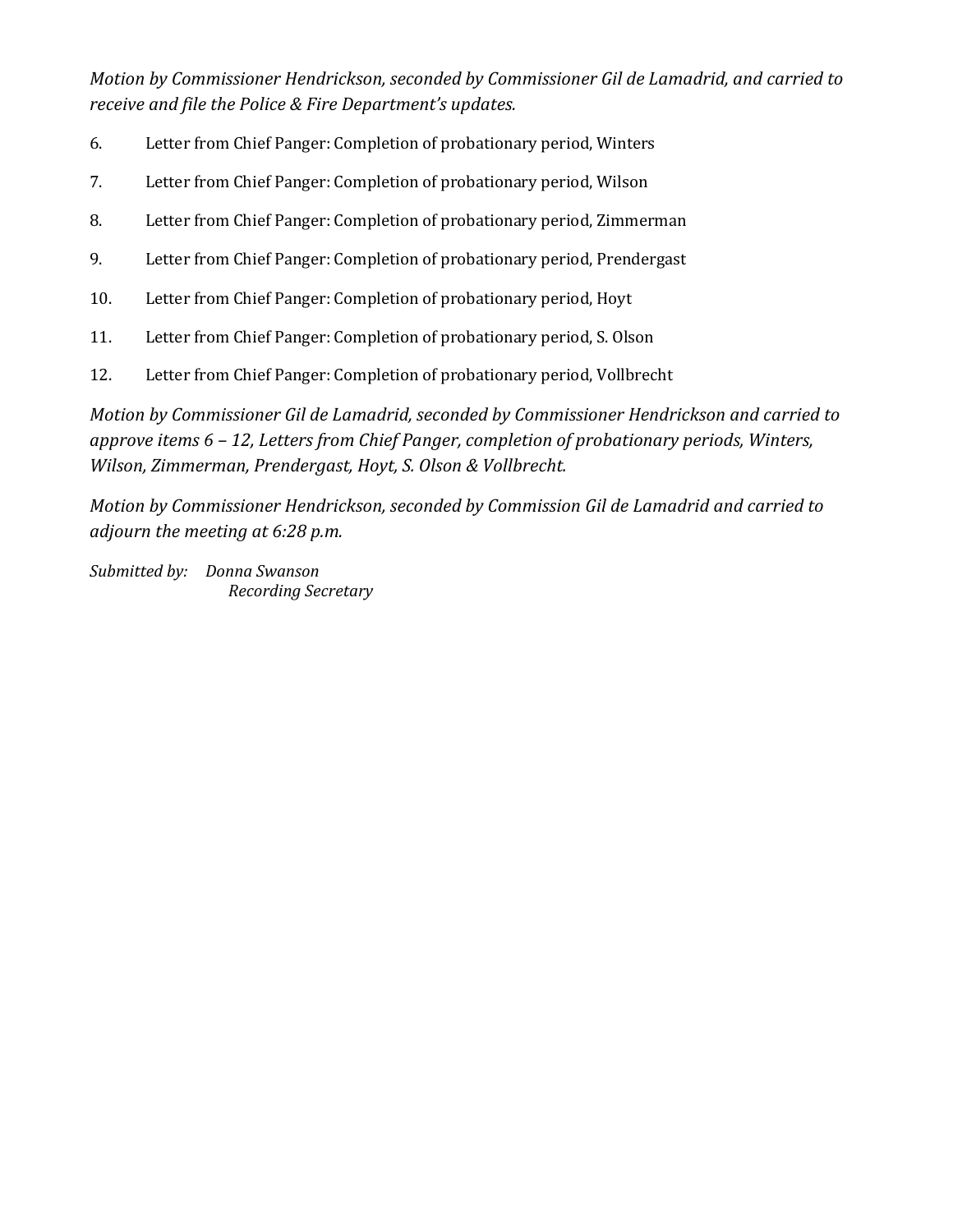*Motion by Commissioner Hendrickson, seconded by Commissioner Gil de Lamadrid, and carried to receive and file the Police & Fire Department's updates.*

6. Letter from Chief Panger: Completion of probationary period, Winters

7. Letter from Chief Panger: Completion of probationary period, Wilson

8. Letter from Chief Panger: Completion of probationary period, Zimmerman

9. Letter from Chief Panger: Completion of probationary period, Prendergast

10. Letter from Chief Panger: Completion of probationary period, Hoyt

11. Letter from Chief Panger: Completion of probationary period, S. Olson

12. Letter from Chief Panger: Completion of probationary period, Vollbrecht

*Motion by Commissioner Gil de Lamadrid, seconded by Commissioner Hendrickson and carried to approve items 6 – 12, Letters from Chief Panger, completion of probationary periods, Winters, Wilson, Zimmerman, Prendergast, Hoyt, S. Olson & Vollbrecht.*

*Motion by Commissioner Hendrickson, seconded by Commission Gil de Lamadrid and carried to adjourn the meeting at 6:28 p.m.*

*Submitted by: Donna Swanson*
*Recording Secretary*